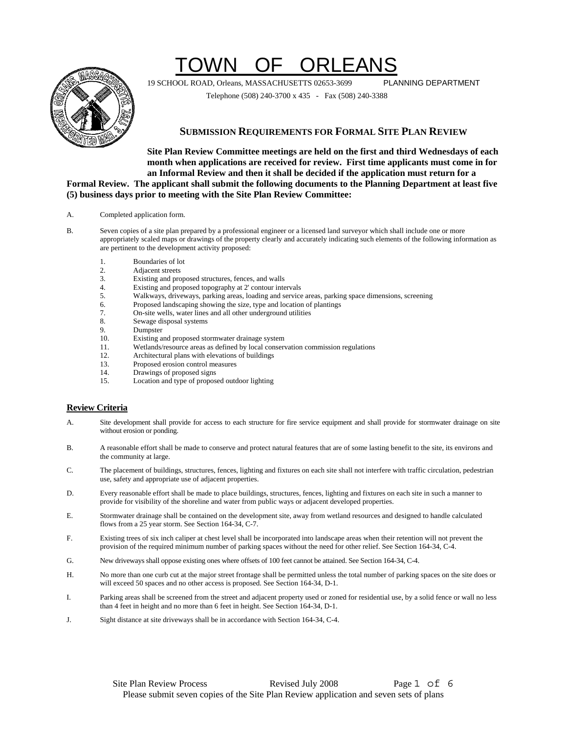# TOWN OF ORLEANS

19 SCHOOL ROAD, Orleans, MASSACHUSETTS 02653-3699 PLANNING DEPARTMENT

Telephone (508) 240-3700 x 435 - Fax (508) 240-3388

## SUBMISSION REQUIREMENTS FOR FORMAL SITE PLAN REVIEW

**Site Plan Review Committee meetings are held on the first and third Wednesdays of each month when applications are received for review. First time applicants must come in for an Informal Review and then it shall be decided if the application must return for a Formal Review. The applicant shall submit the following documents to the Planning Department at least five (5) business days prior to meeting with the Site Plan Review Committee:**

A. Completed application form.

B. Seven copies of a site plan prepared by a professional engineer or a licensed land surveyor which shall include one or more appropriately scaled maps or drawings of the property clearly and accurately indicating such elements of the following information as are pertinent to the development activity proposed:

1. Boundaries of lot
2. Adjacent streets
3. Existing and proposed structures, fences, and walls
4. Existing and proposed topography at 2' contour intervals
5. Walkways, driveways, parking areas, loading and service areas, parking space dimensions, screening
6. Proposed landscaping showing the size, type and location of plantings
7. On-site wells, water lines and all other underground utilities
8. Sewage disposal systems
9. Dumpster
10. Existing and proposed stormwater drainage system
11. Wetlands/resource areas as defined by local conservation commission regulations
12. Architectural plans with elevations of buildings
13. Proposed erosion control measures
14. Drawings of proposed signs
15. Location and type of proposed outdoor lighting

### Review Criteria

A. Site development shall provide for access to each structure for fire service equipment and shall provide for stormwater drainage on site without erosion or ponding.

B. A reasonable effort shall be made to conserve and protect natural features that are of some lasting benefit to the site, its environs and the community at large.

C. The placement of buildings, structures, fences, lighting and fixtures on each site shall not interfere with traffic circulation, pedestrian use, safety and appropriate use of adjacent properties.

D. Every reasonable effort shall be made to place buildings, structures, fences, lighting and fixtures on each site in such a manner to provide for visibility of the shoreline and water from public ways or adjacent developed properties.

E. Stormwater drainage shall be contained on the development site, away from wetland resources and designed to handle calculated flows from a 25 year storm. See Section 164-34, C-7.

F. Existing trees of six inch caliper at chest level shall be incorporated into landscape areas when their retention will not prevent the provision of the required minimum number of parking spaces without the need for other relief. See Section 164-34, C-4.

G. New driveways shall oppose existing ones where offsets of 100 feet cannot be attained. See Section 164-34, C-4.

H. No more than one curb cut at the major street frontage shall be permitted unless the total number of parking spaces on the site does or will exceed 50 spaces and no other access is proposed. See Section 164-34, D-1.

I. Parking areas shall be screened from the street and adjacent property used or zoned for residential use, by a solid fence or wall no less than 4 feet in height and no more than 6 feet in height. See Section 164-34, D-1.

J. Sight distance at site driveways shall be in accordance with Section 164-34, C-4.

Please submit seven copies of the Site Plan Review application and seven sets of plans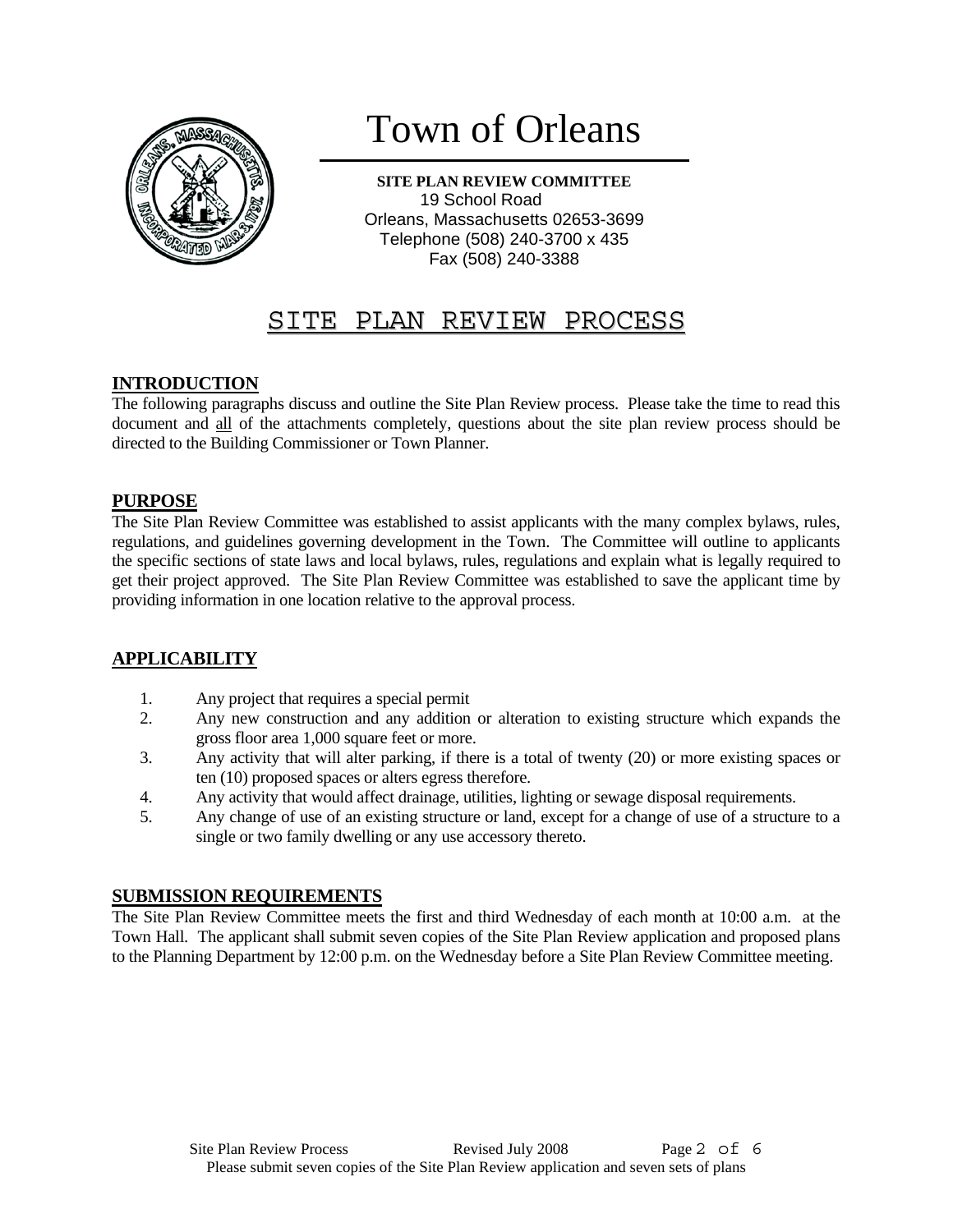# Town of Orleans

**SITE PLAN REVIEW COMMITTEE**
19 School Road
Orleans, Massachusetts 02653-3699
Telephone (508) 240-3700 x 435
Fax (508) 240-3388

## SITE PLAN REVIEW PROCESS

### INTRODUCTION

The following paragraphs discuss and outline the Site Plan Review process. Please take the time to read this document and all of the attachments completely, questions about the site plan review process should be directed to the Building Commissioner or Town Planner.

### PURPOSE

The Site Plan Review Committee was established to assist applicants with the many complex bylaws, rules, regulations, and guidelines governing development in the Town. The Committee will outline to applicants the specific sections of state laws and local bylaws, rules, regulations and explain what is legally required to get their project approved. The Site Plan Review Committee was established to save the applicant time by providing information in one location relative to the approval process.

### APPLICABILITY

1. Any project that requires a special permit
2. Any new construction and any addition or alteration to existing structure which expands the gross floor area 1,000 square feet or more.
3. Any activity that will alter parking, if there is a total of twenty (20) or more existing spaces or ten (10) proposed spaces or alters egress therefore.
4. Any activity that would affect drainage, utilities, lighting or sewage disposal requirements.
5. Any change of use of an existing structure or land, except for a change of use of a structure to a single or two family dwelling or any use accessory thereto.

### SUBMISSION REQUIREMENTS

The Site Plan Review Committee meets the first and third Wednesday of each month at 10:00 a.m. at the Town Hall. The applicant shall submit seven copies of the Site Plan Review application and proposed plans to the Planning Department by 12:00 p.m. on the Wednesday before a Site Plan Review Committee meeting.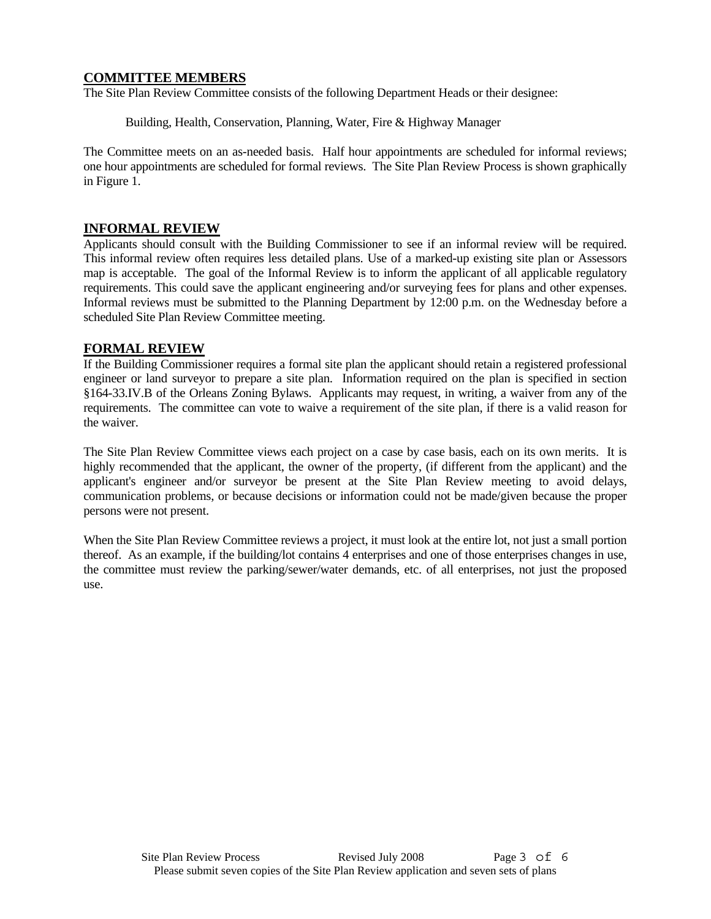## COMMITTEE MEMBERS

The Site Plan Review Committee consists of the following Department Heads or their designee:

Building, Health, Conservation, Planning, Water, Fire & Highway Manager

The Committee meets on an as-needed basis. Half hour appointments are scheduled for informal reviews; one hour appointments are scheduled for formal reviews. The Site Plan Review Process is shown graphically in Figure 1.

## INFORMAL REVIEW

Applicants should consult with the Building Commissioner to see if an informal review will be required. This informal review often requires less detailed plans. Use of a marked-up existing site plan or Assessors map is acceptable. The goal of the Informal Review is to inform the applicant of all applicable regulatory requirements. This could save the applicant engineering and/or surveying fees for plans and other expenses. Informal reviews must be submitted to the Planning Department by 12:00 p.m. on the Wednesday before a scheduled Site Plan Review Committee meeting.

## FORMAL REVIEW

If the Building Commissioner requires a formal site plan the applicant should retain a registered professional engineer or land surveyor to prepare a site plan. Information required on the plan is specified in section §164-33.IV.B of the Orleans Zoning Bylaws. Applicants may request, in writing, a waiver from any of the requirements. The committee can vote to waive a requirement of the site plan, if there is a valid reason for the waiver.

The Site Plan Review Committee views each project on a case by case basis, each on its own merits. It is highly recommended that the applicant, the owner of the property, (if different from the applicant) and the applicant's engineer and/or surveyor be present at the Site Plan Review meeting to avoid delays, communication problems, or because decisions or information could not be made/given because the proper persons were not present.

When the Site Plan Review Committee reviews a project, it must look at the entire lot, not just a small portion thereof. As an example, if the building/lot contains 4 enterprises and one of those enterprises changes in use, the committee must review the parking/sewer/water demands, etc. of all enterprises, not just the proposed use.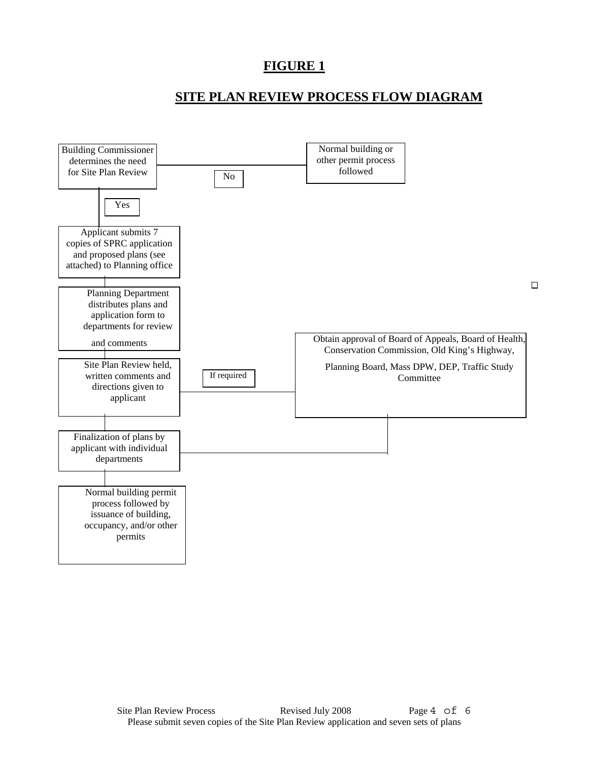# FIGURE 1

## SITE PLAN REVIEW PROCESS FLOW DIAGRAM

Building Commissioner determines the need for Site Plan Review

No

Normal building or other permit process followed

Yes

Applicant submits 7 copies of SPRC application and proposed plans (see attached) to Planning office

Planning Department distributes plans and application form to departments for review and comments

Site Plan Review held, written comments and directions given to applicant

If required

Obtain approval of Board of Appeals, Board of Health, Conservation Commission, Old King's Highway, Planning Board, Mass DPW, DEP, Traffic Study Committee

Finalization of plans by applicant with individual departments

Normal building permit process followed by issuance of building, occupancy, and/or other permits

Please submit seven copies of the Site Plan Review application and seven sets of plans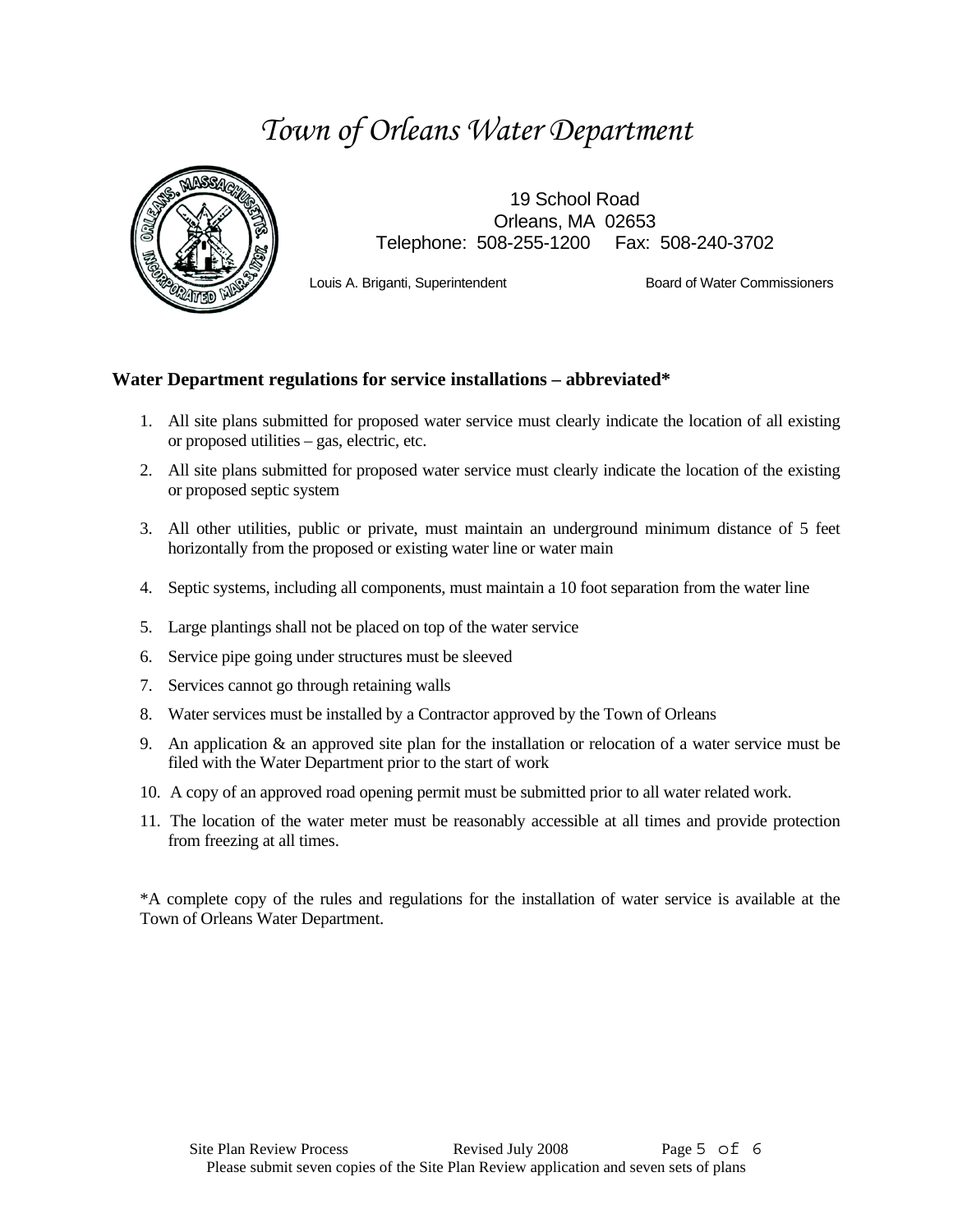# *Town of Orleans Water Department*

19 School Road
Orleans, MA 02653
Telephone: 508-255-1200 Fax: 508-240-3702

Louis A. Briganti, Superintendent Board of Water Commissioners

## Water Department regulations for service installations – abbreviated*

1. All site plans submitted for proposed water service must clearly indicate the location of all existing or proposed utilities – gas, electric, etc.
2. All site plans submitted for proposed water service must clearly indicate the location of the existing or proposed septic system
3. All other utilities, public or private, must maintain an underground minimum distance of 5 feet horizontally from the proposed or existing water line or water main
4. Septic systems, including all components, must maintain a 10 foot separation from the water line
5. Large plantings shall not be placed on top of the water service
6. Service pipe going under structures must be sleeved
7. Services cannot go through retaining walls
8. Water services must be installed by a Contractor approved by the Town of Orleans
9. An application & an approved site plan for the installation or relocation of a water service must be filed with the Water Department prior to the start of work
10. A copy of an approved road opening permit must be submitted prior to all water related work.
11. The location of the water meter must be reasonably accessible at all times and provide protection from freezing at all times.

*A complete copy of the rules and regulations for the installation of water service is available at the Town of Orleans Water Department.

Please submit seven copies of the Site Plan Review application and seven sets of plans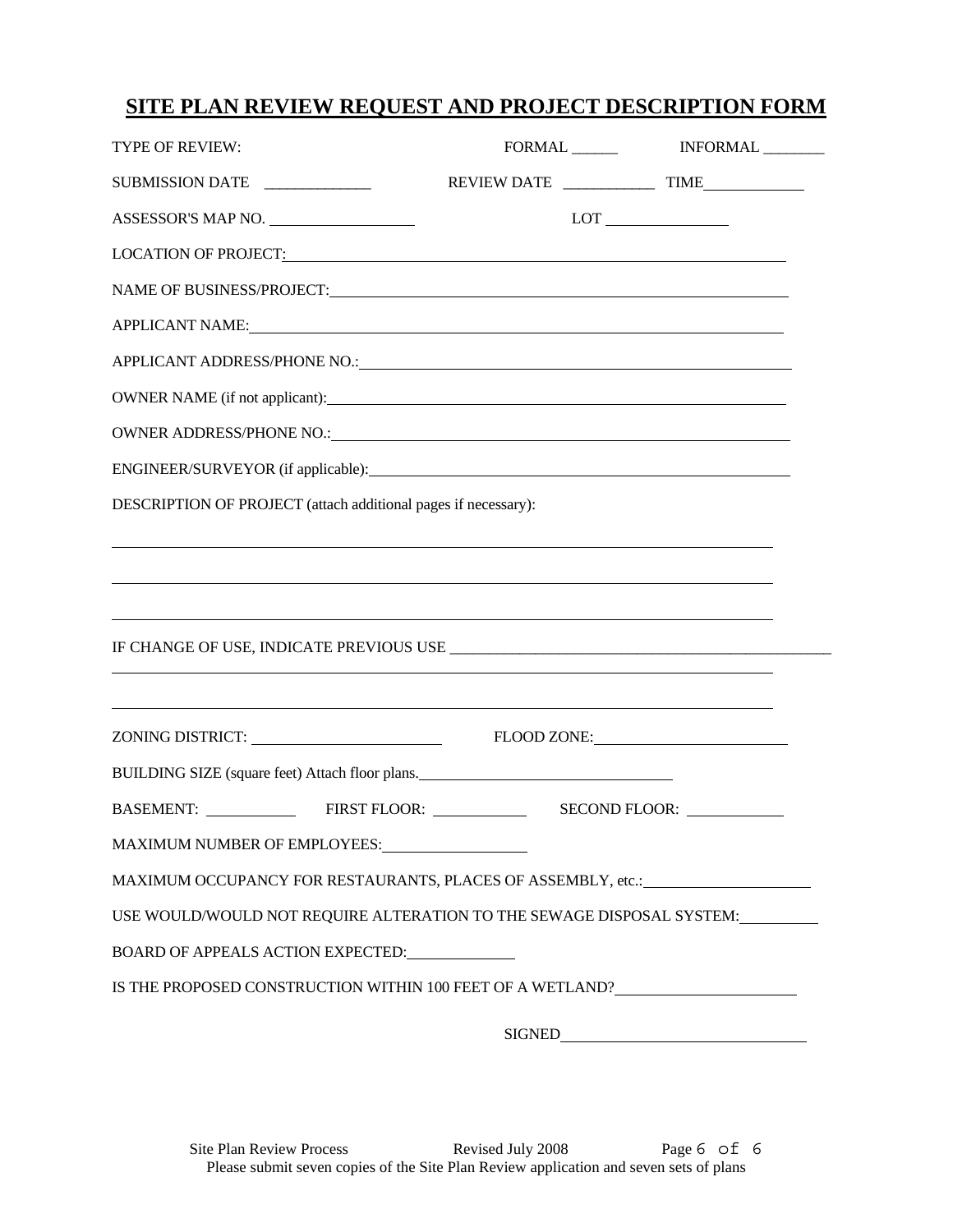# SITE PLAN REVIEW REQUEST AND PROJECT DESCRIPTION FORM

TYPE OF REVIEW: FORMAL ______ INFORMAL ________

SUBMISSION DATE ______________ REVIEW DATE ____________ TIME____________

ASSESSOR'S MAP NO. __________________ LOT ________________

LOCATION OF PROJECT:________________________________________________________________

NAME OF BUSINESS/PROJECT:____________________________________________________________

APPLICANT NAME:______________________________________________________________________

APPLICANT ADDRESS/PHONE NO.:_________________________________________________________

OWNER NAME (if not applicant):________________________________________________________

OWNER ADDRESS/PHONE NO.:_____________________________________________________________

ENGINEER/SURVEYOR (if applicable):____________________________________________________

DESCRIPTION OF PROJECT (attach additional pages if necessary):

________________________________________________________________________________

________________________________________________________________________________

________________________________________________________________________________

IF CHANGE OF USE, INDICATE PREVIOUS USE ____________________________________________

________________________________________________________________________________

________________________________________________________________________________

ZONING DISTRICT: ________________________ FLOOD ZONE:________________________

BUILDING SIZE (square feet) Attach floor plans.________________________________

BASEMENT: ___________ FIRST FLOOR: ___________ SECOND FLOOR: ___________

MAXIMUM NUMBER OF EMPLOYEES:__________________

MAXIMUM OCCUPANCY FOR RESTAURANTS, PLACES OF ASSEMBLY, etc.:_____________________

USE WOULD/WOULD NOT REQUIRE ALTERATION TO THE SEWAGE DISPOSAL SYSTEM:__________

BOARD OF APPEALS ACTION EXPECTED:______________

IS THE PROPOSED CONSTRUCTION WITHIN 100 FEET OF A WETLAND?______________________

SIGNED_______________________________

Please submit seven copies of the Site Plan Review application and seven sets of plans